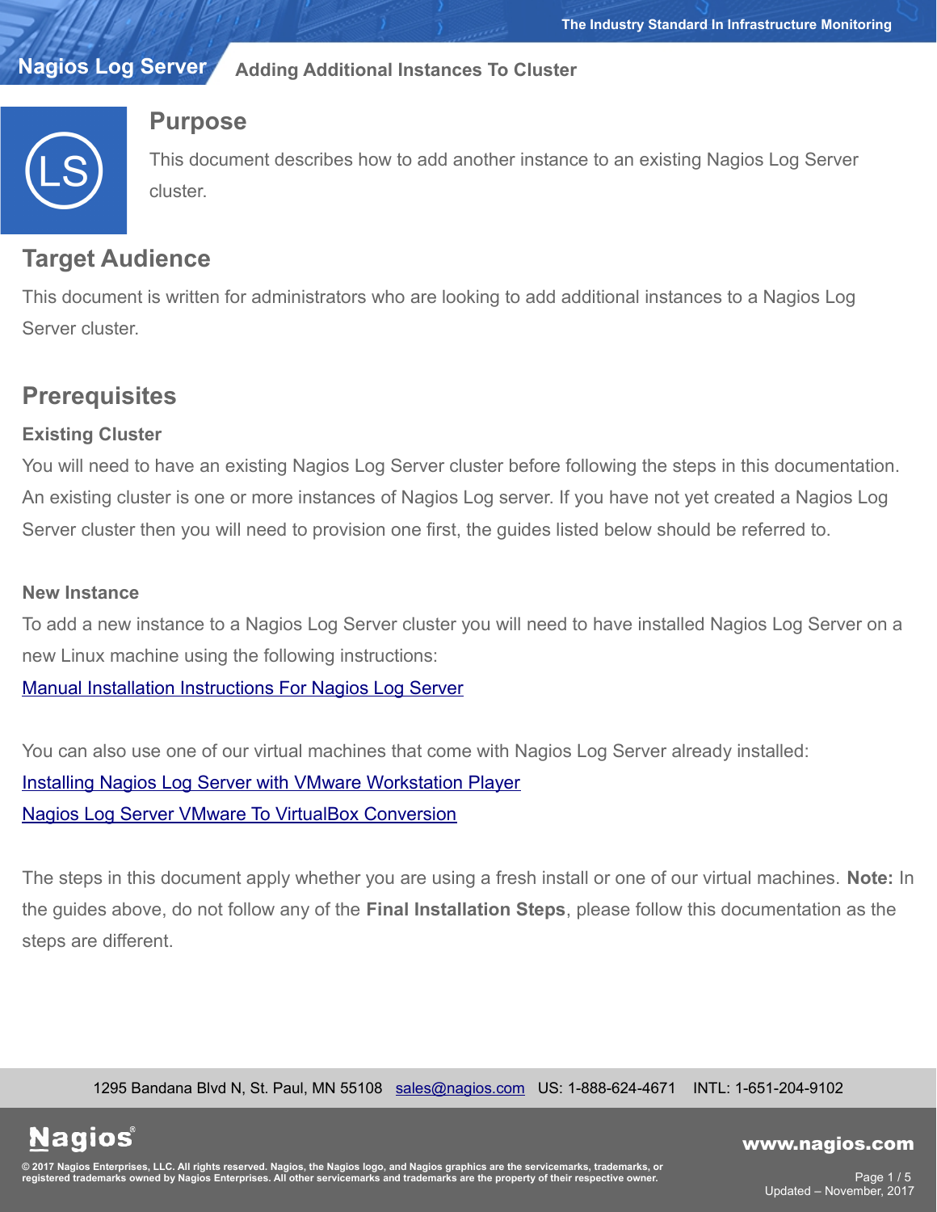# Adding Additional Instances To Cluster

## Purpose

This document describes how to add another instance to an existing Nagios Log Server cluster.

## Target Audience

This document is written for administrators who are looking to add additional instances to a Nagios Log Server cluster.

## Prerequisites

### Existing Cluster

You will need to have an existing Nagios Log Server cluster before following the steps in this documentation. An existing cluster is one or more instances of Nagios Log server. If you have not yet created a Nagios Log Server cluster then you will need to provision one first, the guides listed below should be referred to.

### New Instance

To add a new instance to a Nagios Log Server cluster you will need to have installed Nagios Log Server on a new Linux machine using the following instructions:

Manual Installation Instructions For Nagios Log Server

You can also use one of our virtual machines that come with Nagios Log Server already installed:

Installing Nagios Log Server with VMware Workstation Player

Nagios Log Server VMware To VirtualBox Conversion

The steps in this document apply whether you are using a fresh install or one of our virtual machines. **Note:** In the guides above, do not follow any of the **Final Installation Steps**, please follow this documentation as the steps are different.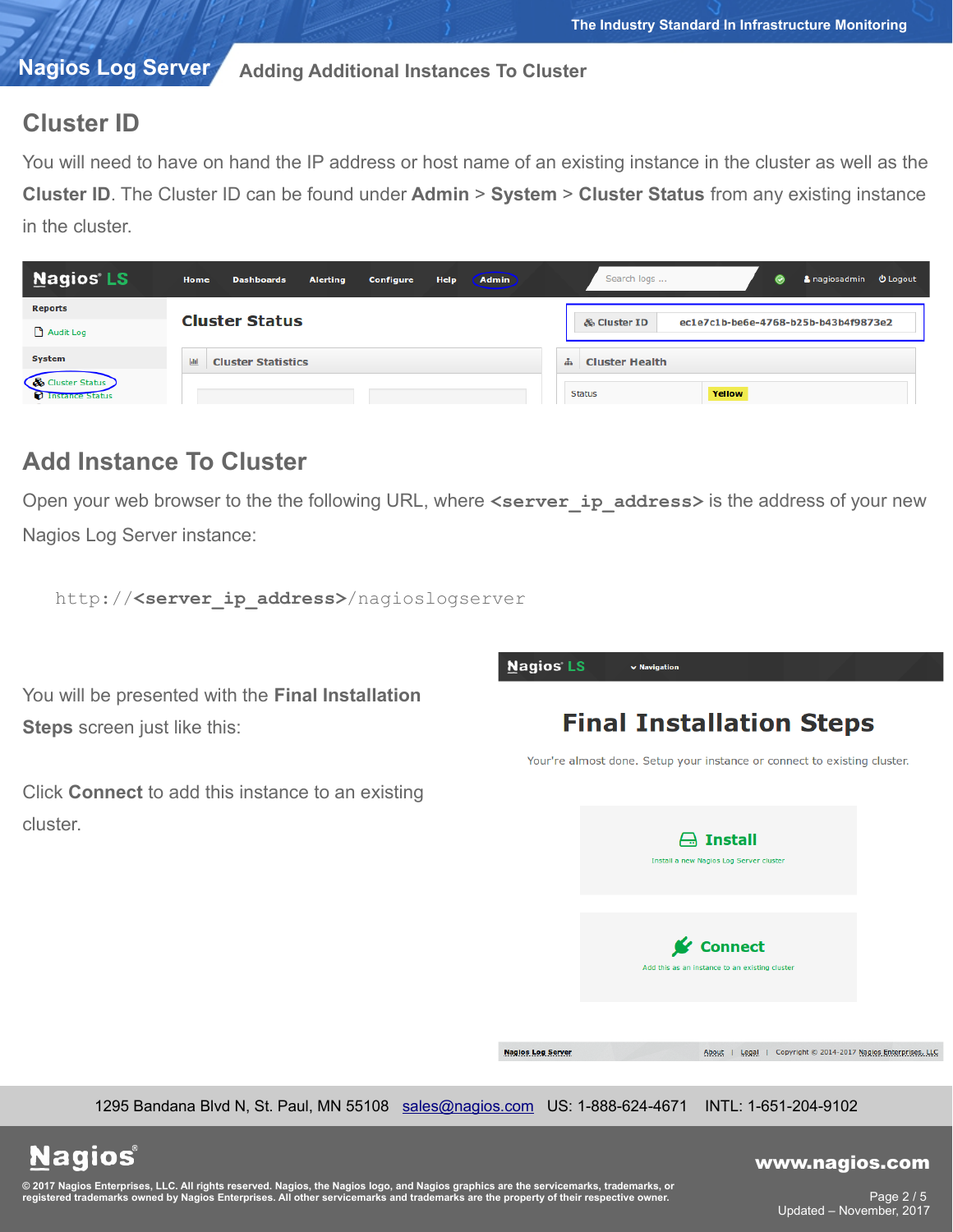## Cluster ID

You will need to have on hand the IP address or host name of an existing instance in the cluster as well as the **Cluster ID**. The Cluster ID can be found under **Admin** > **System** > **Cluster Status** from any existing instance in the cluster.

## Add Instance To Cluster

Open your web browser to the the following URL, where **`<server_ip_address>`** is the address of your new Nagios Log Server instance:

```
http://<server_ip_address>/nagioslogserver
```

You will be presented with the **Final Installation Steps** screen just like this:

Click **Connect** to add this instance to an existing cluster.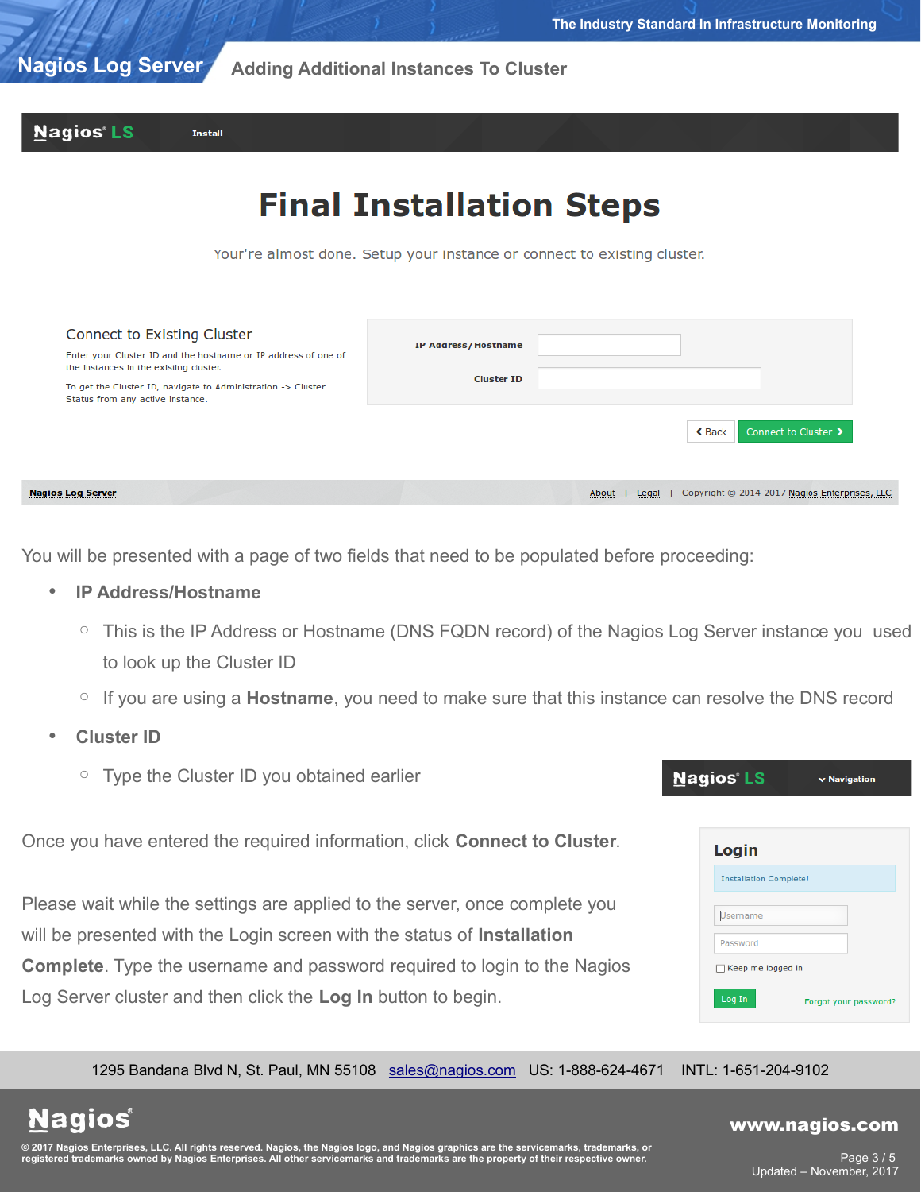You will be presented with a page of two fields that need to be populated before proceeding:

- **IP Address/Hostname**
  - This is the IP Address or Hostname (DNS FQDN record) of the Nagios Log Server instance you used to look up the Cluster ID
  - If you are using a **Hostname**, you need to make sure that this instance can resolve the DNS record
- **Cluster ID**
  - Type the Cluster ID you obtained earlier

Once you have entered the required information, click **Connect to Cluster**.

Please wait while the settings are applied to the server, once complete you will be presented with the Login screen with the status of **Installation Complete**. Type the username and password required to login to the Nagios Log Server cluster and then click the **Log In** button to begin.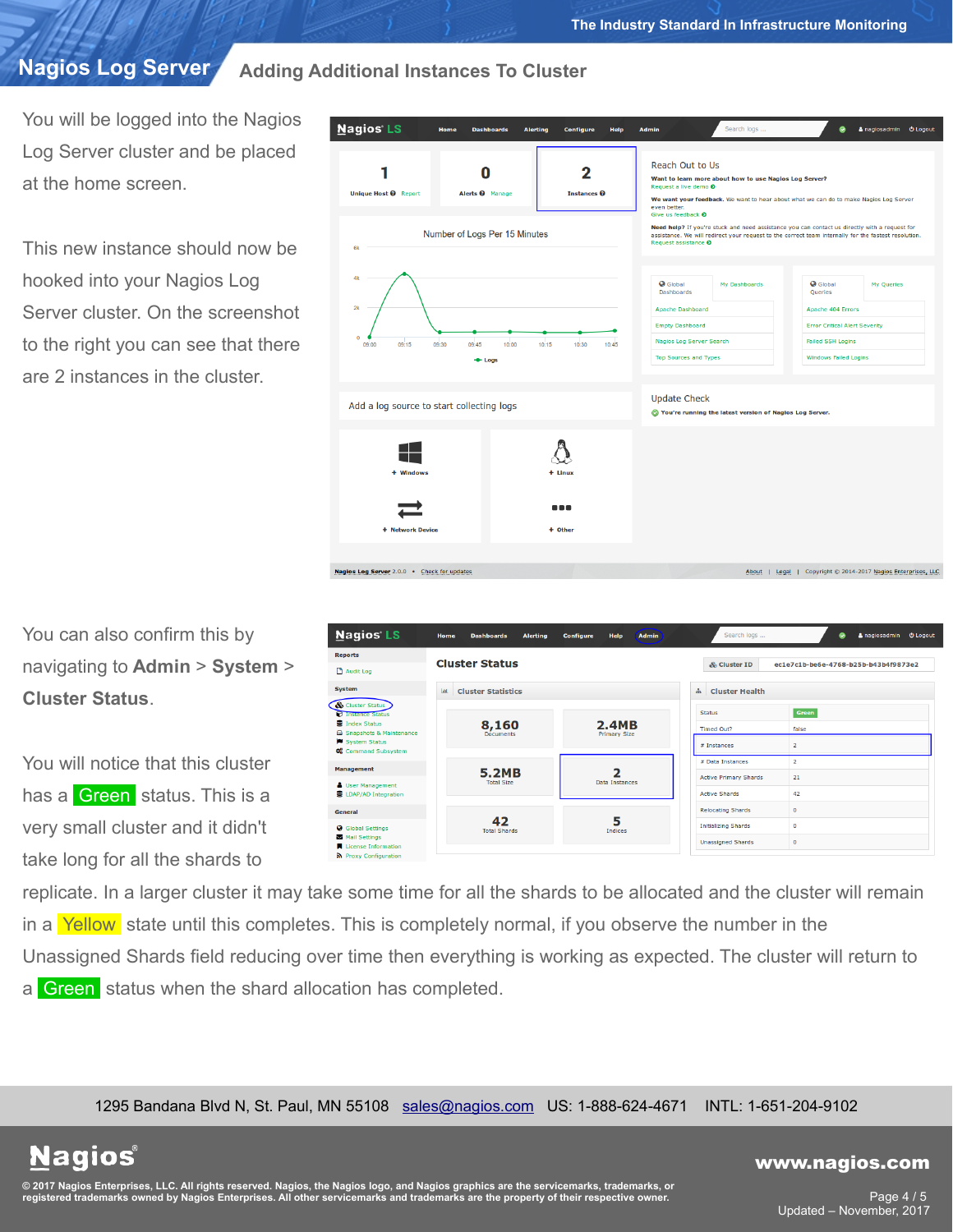## Adding Additional Instances To Cluster

You will be logged into the Nagios Log Server cluster and be placed at the home screen.

This new instance should now be hooked into your Nagios Log Server cluster. On the screenshot to the right you can see that there are 2 instances in the cluster.

You can also confirm this by navigating to **Admin** > **System** > **Cluster Status**.

You will notice that this cluster has a Green status. This is a very small cluster and it didn't take long for all the shards to replicate. In a larger cluster it may take some time for all the shards to be allocated and the cluster will remain in a Yellow state until this completes. This is completely normal, if you observe the number in the Unassigned Shards field reducing over time then everything is working as expected. The cluster will return to a Green status when the shard allocation has completed.

1295 Bandana Blvd N, St. Paul, MN 55108 sales@nagios.com US: 1-888-624-4671 INTL: 1-651-204-9102

© 2017 Nagios Enterprises, LLC. All rights reserved. Nagios, the Nagios logo, and Nagios graphics are the servicemarks, trademarks, or registered trademarks owned by Nagios Enterprises. All other servicemarks and trademarks are the property of their respective owner.

www.nagios.com

Updated – November, 2017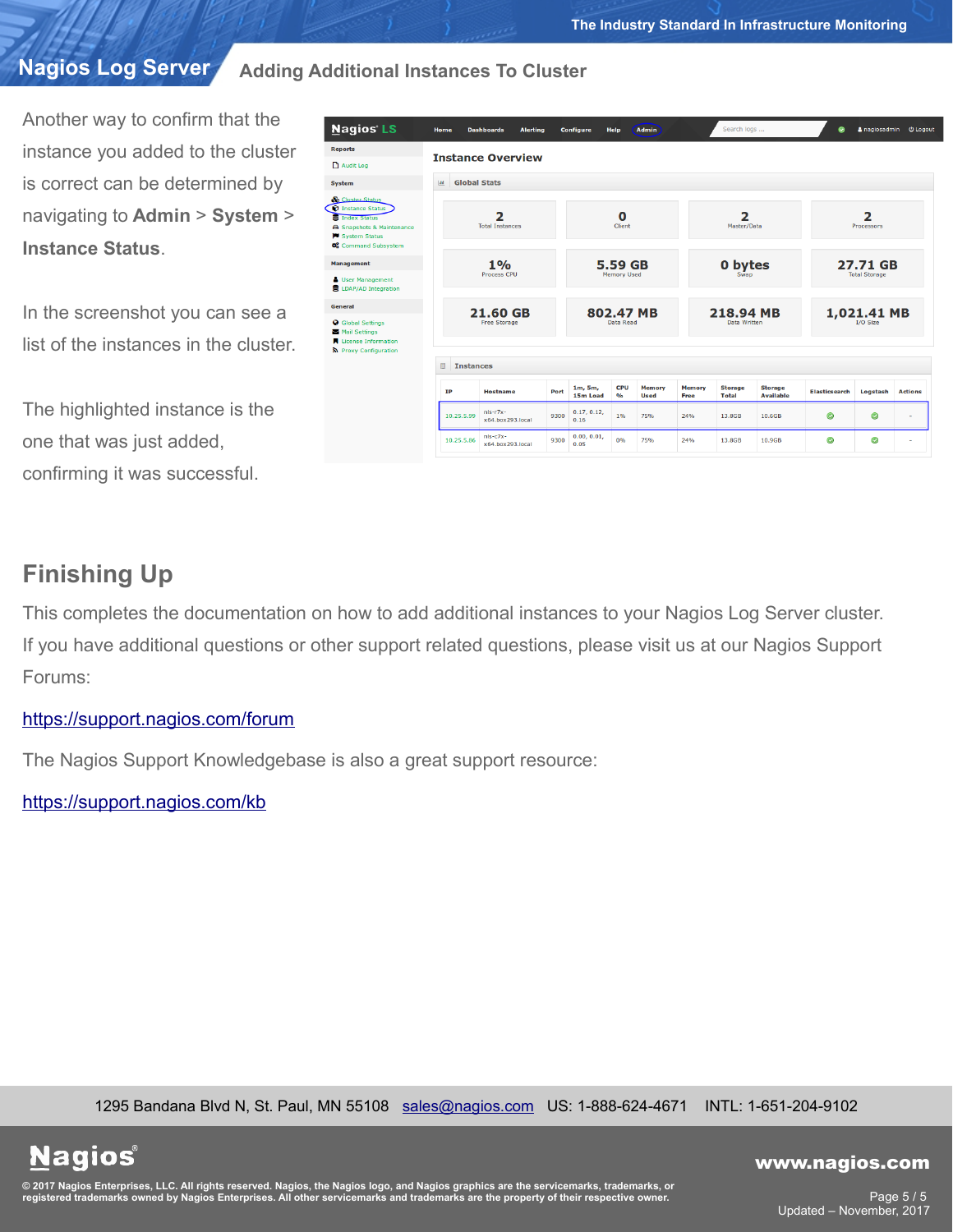Another way to confirm that the instance you added to the cluster is correct can be determined by navigating to **Admin** > **System** > **Instance Status**.

In the screenshot you can see a list of the instances in the cluster.

The highlighted instance is the one that was just added, confirming it was successful.

## Finishing Up

This completes the documentation on how to add additional instances to your Nagios Log Server cluster. If you have additional questions or other support related questions, please visit us at our Nagios Support Forums:

https://support.nagios.com/forum

The Nagios Support Knowledgebase is also a great support resource:

https://support.nagios.com/kb

1295 Bandana Blvd N, St. Paul, MN 55108 sales@nagios.com US: 1-888-624-4671 INTL: 1-651-204-9102

© 2017 Nagios Enterprises, LLC. All rights reserved. Nagios, the Nagios logo, and Nagios graphics are the servicemarks, trademarks, or registered trademarks owned by Nagios Enterprises. All other servicemarks and trademarks are the property of their respective owner.

www.nagios.com

Updated – November, 2017